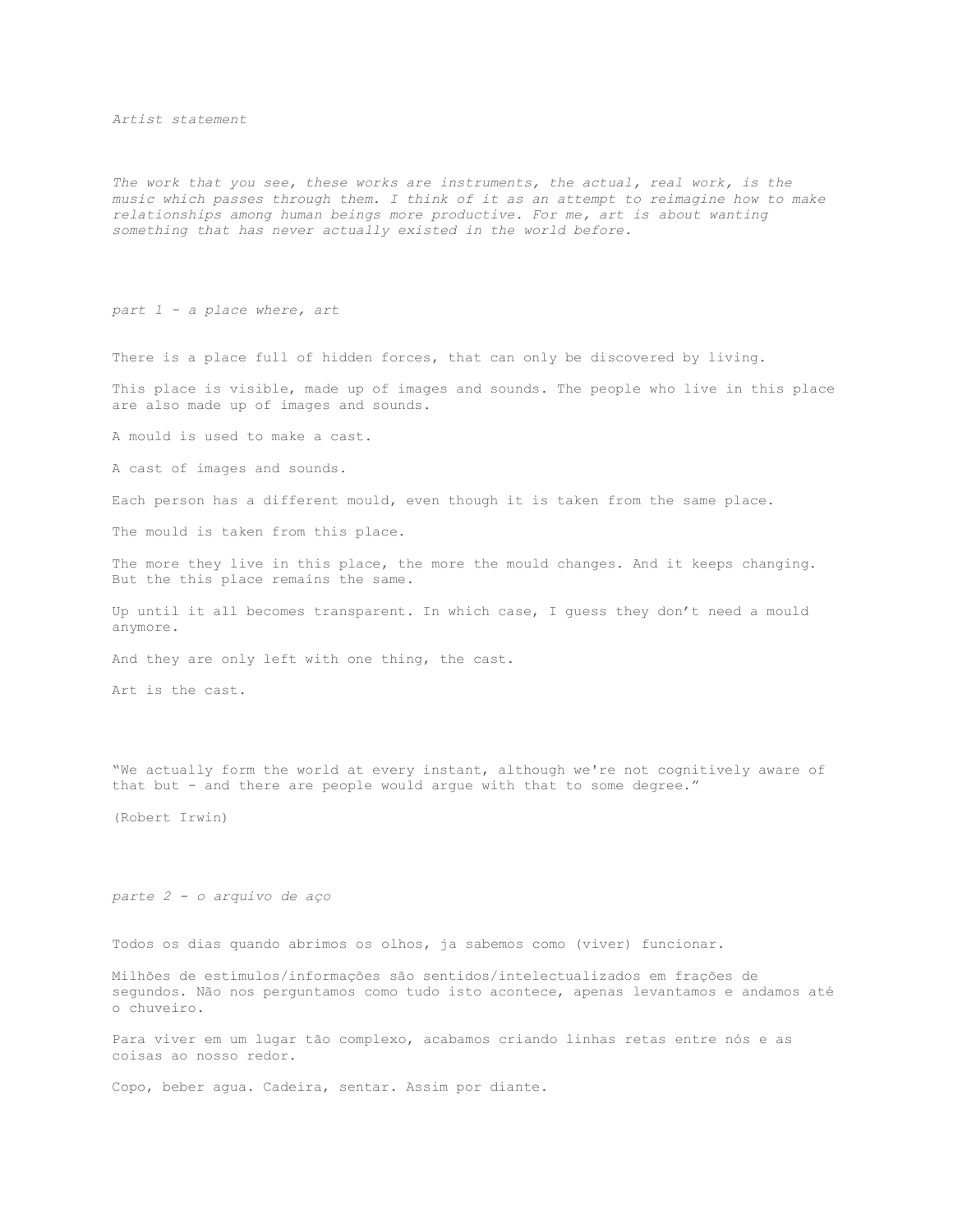*Artist statement*

*The work that you see, these works are instruments, the actual, real work, is the music which passes through them. I think of it as an attempt to reimagine how to make relationships among human beings more productive. For me, art is about wanting something that has never actually existed in the world before.*

*part 1 - a place where, art*

There is a place full of hidden forces, that can only be discovered by living.

This place is visible, made up of images and sounds. The people who live in this place are also made up of images and sounds.

A mould is used to make a cast.

A cast of images and sounds.

Each person has a different mould, even though it is taken from the same place.

The mould is taken from this place.

The more they live in this place, the more the mould changes. And it keeps changing. But the this place remains the same.

Up until it all becomes transparent. In which case, I guess they don't need a mould anymore.

And they are only left with one thing, the cast.

Art is the cast.

"We actually form the world at every instant, although we're not cognitively aware of that but - and there are people would argue with that to some degree."

(Robert Irwin)

*parte 2 - o arquivo de aço*

Todos os dias quando abrimos os olhos, ja sabemos como (viver) funcionar.

Milhões de estímulos/informações são sentidos/intelectualizados em frações de segundos. Não nos perguntamos como tudo isto acontece, apenas levantamos e andamos até o chuveiro.

Para viver em um lugar tão complexo, acabamos criando linhas retas entre nós e as coisas ao nosso redor.

Copo, beber agua. Cadeira, sentar. Assim por diante.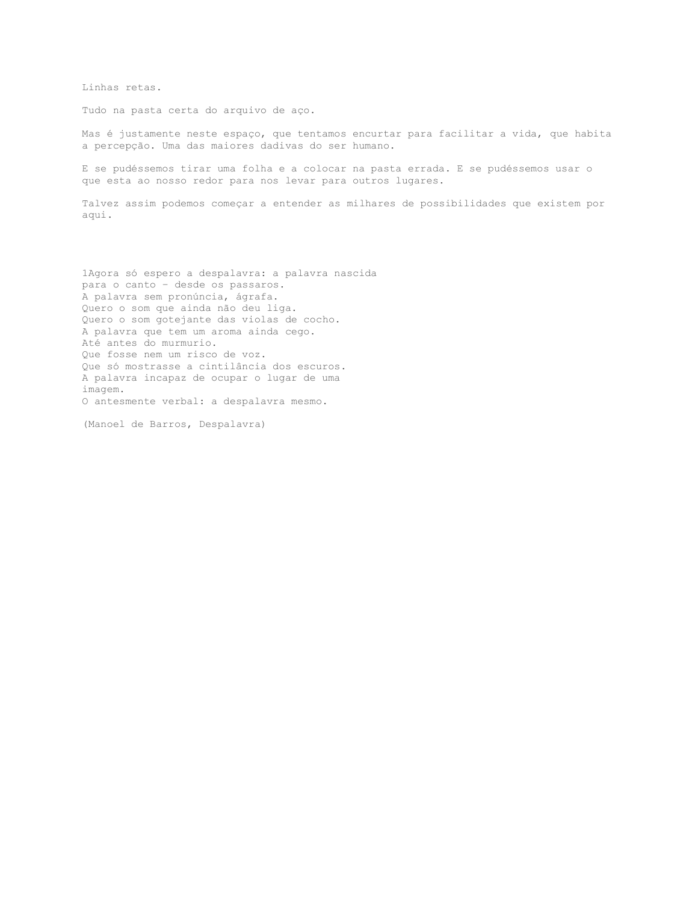Linhas retas.

Tudo na pasta certa do arquivo de aço.

Mas é justamente neste espaço, que tentamos encurtar para facilitar a vida, que habita a percepção. Uma das maiores dadivas do ser humano.

E se pudéssemos tirar uma folha e a colocar na pasta errada. E se pudéssemos usar o que esta ao nosso redor para nos levar para outros lugares.

Talvez assim podemos começar a entender as milhares de possibilidades que existem por aqui.

1Agora só espero a despalavra: a palavra nascida
para o canto - desde os passaros.
A palavra sem pronúncia, ágrafa.
Quero o som que ainda não deu liga.
Quero o som gotejante das violas de cocho.
A palavra que tem um aroma ainda cego.
Até antes do murmurio.
Que fosse nem um risco de voz.
Que só mostrasse a cintilância dos escuros.
A palavra incapaz de ocupar o lugar de uma
imagem.
O antesmente verbal: a despalavra mesmo.

(Manoel de Barros, Despalavra)